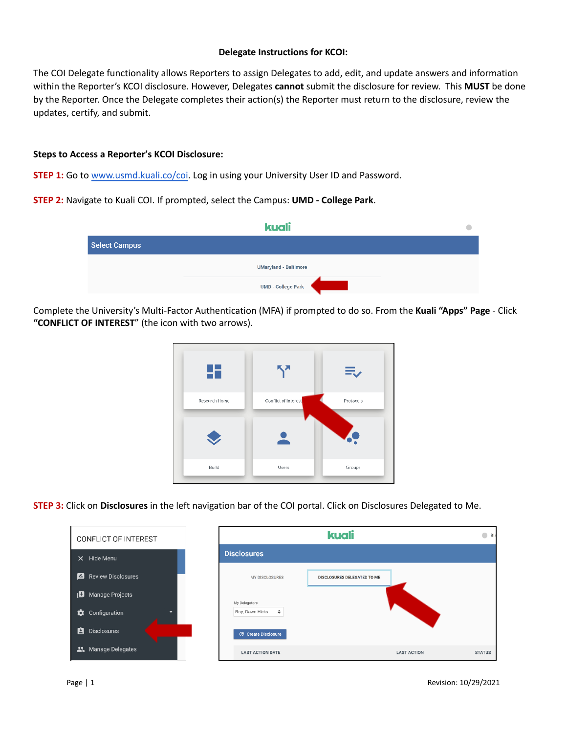**Delegate Instructions for KCOI:**

The COI Delegate functionality allows Reporters to assign Delegates to add, edit, and update answers and information within the Reporter's KCOI disclosure. However, Delegates **cannot** submit the disclosure for review. This **MUST** be done by the Reporter. Once the Delegate completes their action(s) the Reporter must return to the disclosure, review the updates, certify, and submit.

**Steps to Access a Reporter's KCOI Disclosure:**

**STEP 1:** Go to [www.usmd.kuali.co/coi](www.usmd.kuali.co/coi). Log in using your University User ID and Password.

**STEP 2:** Navigate to Kuali COI. If prompted, select the Campus: **UMD - College Park**.

Complete the University's Multi-Factor Authentication (MFA) if prompted to do so. From the **Kuali "Apps" Page** - Click **"CONFLICT OF INTEREST"** (the icon with two arrows).

**STEP 3:** Click on **Disclosures** in the left navigation bar of the COI portal. Click on Disclosures Delegated to Me.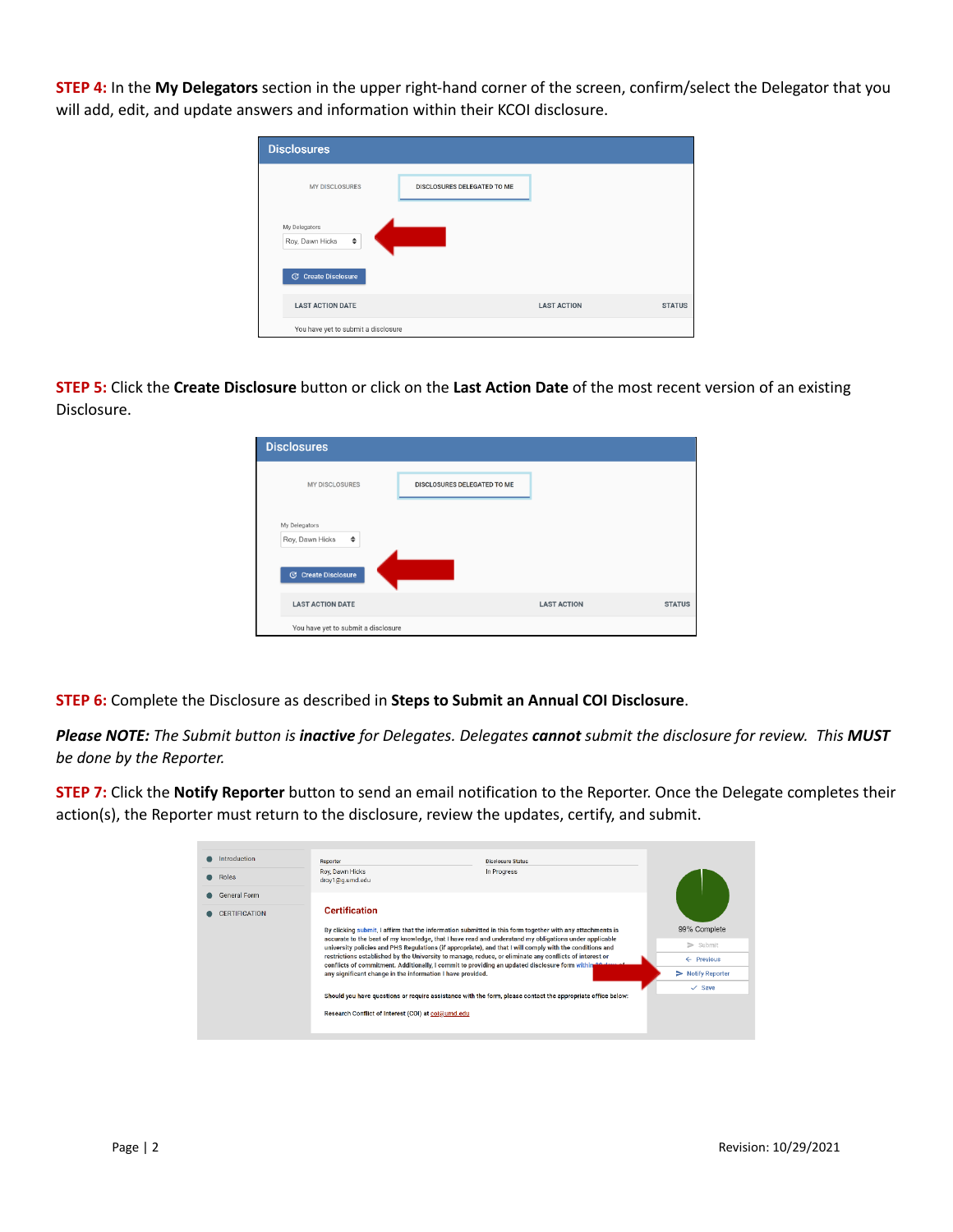**STEP 4:** In the **My Delegators** section in the upper right-hand corner of the screen, confirm/select the Delegator that you will add, edit, and update answers and information within their KCOI disclosure.

**STEP 5:** Click the **Create Disclosure** button or click on the **Last Action Date** of the most recent version of an existing Disclosure.

**STEP 6:** Complete the Disclosure as described in **Steps to Submit an Annual COI Disclosure**.

***Please NOTE:*** *The Submit button is **inactive** for Delegates. Delegates **cannot** submit the disclosure for review. This **MUST** be done by the Reporter.*

**STEP 7:** Click the **Notify Reporter** button to send an email notification to the Reporter. Once the Delegate completes their action(s), the Reporter must return to the disclosure, review the updates, certify, and submit.